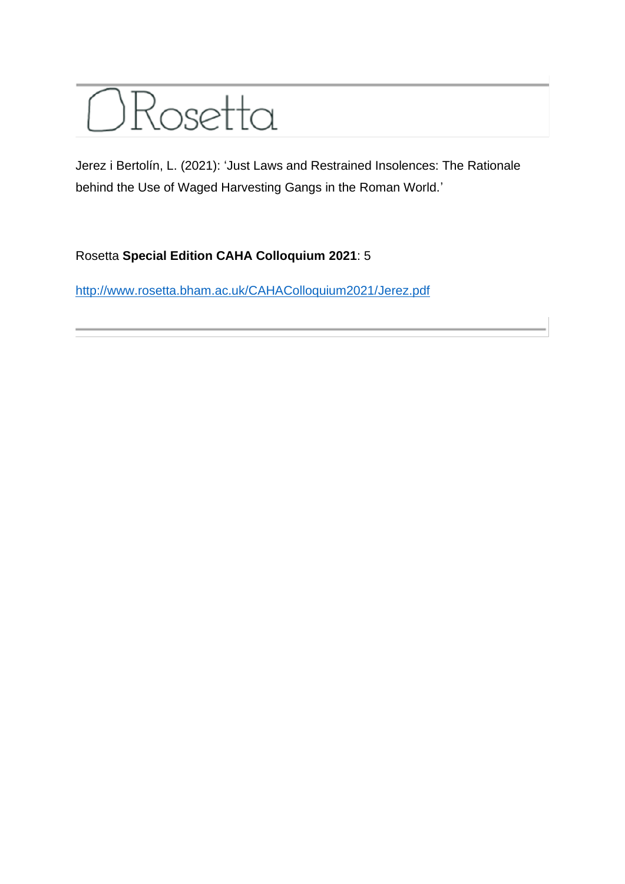# Rosetta

Jerez i Bertolín, L. (2021): 'Just Laws and Restrained Insolences: The Rationale behind the Use of Waged Harvesting Gangs in the Roman World.'

Rosetta **Special Edition CAHA Colloquium 2021**: 5

http://www.rosetta.bham.ac.uk/CAHAColloquium2021/Jerez.pdf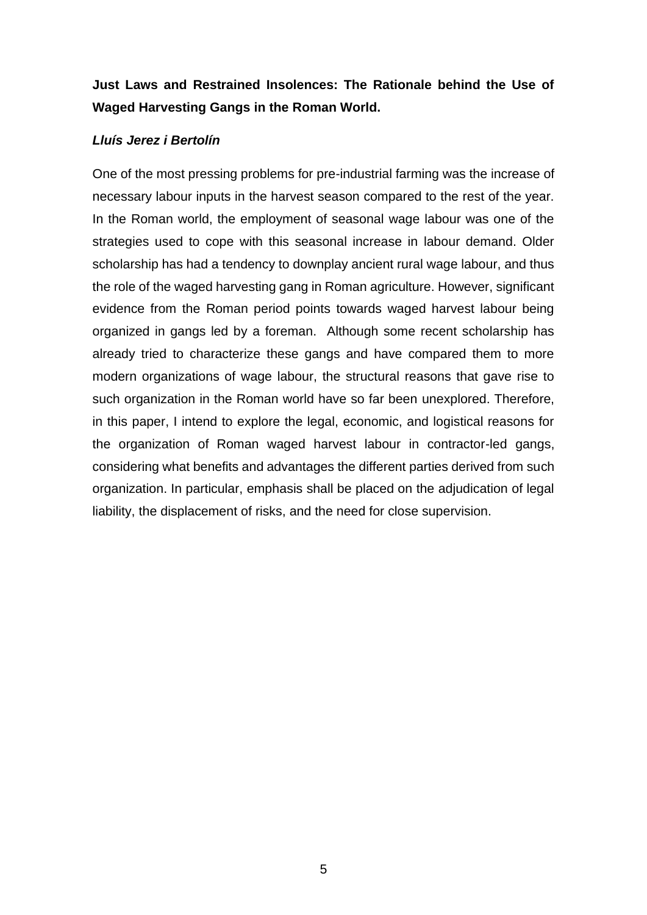**Just Laws and Restrained Insolences: The Rationale behind the Use of Waged Harvesting Gangs in the Roman World.**

***Lluís Jerez i Bertolín***

One of the most pressing problems for pre-industrial farming was the increase of necessary labour inputs in the harvest season compared to the rest of the year. In the Roman world, the employment of seasonal wage labour was one of the strategies used to cope with this seasonal increase in labour demand. Older scholarship has had a tendency to downplay ancient rural wage labour, and thus the role of the waged harvesting gang in Roman agriculture. However, significant evidence from the Roman period points towards waged harvest labour being organized in gangs led by a foreman. Although some recent scholarship has already tried to characterize these gangs and have compared them to more modern organizations of wage labour, the structural reasons that gave rise to such organization in the Roman world have so far been unexplored. Therefore, in this paper, I intend to explore the legal, economic, and logistical reasons for the organization of Roman waged harvest labour in contractor-led gangs, considering what benefits and advantages the different parties derived from such organization. In particular, emphasis shall be placed on the adjudication of legal liability, the displacement of risks, and the need for close supervision.